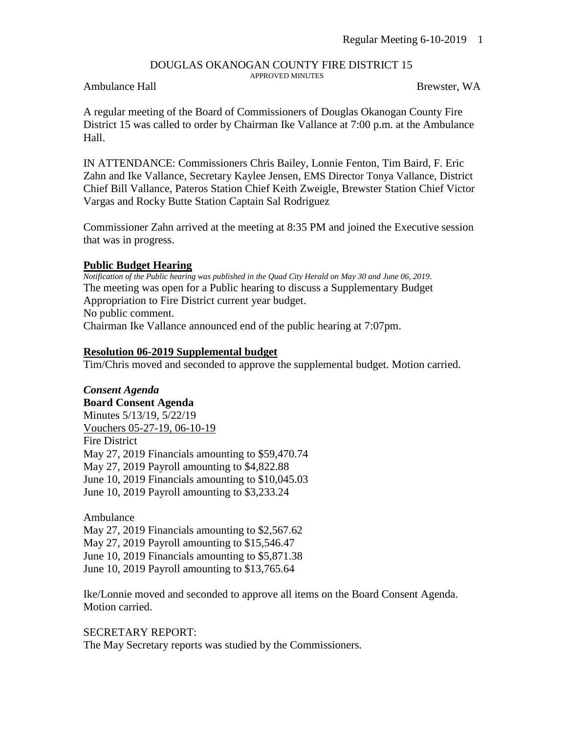DOUGLAS OKANOGAN COUNTY FIRE DISTRICT 15

APPROVED MINUTES

Ambulance Hall Brewster, WA

A regular meeting of the Board of Commissioners of Douglas Okanogan County Fire District 15 was called to order by Chairman Ike Vallance at 7:00 p.m. at the Ambulance Hall.

IN ATTENDANCE: Commissioners Chris Bailey, Lonnie Fenton, Tim Baird, F. Eric Zahn and Ike Vallance, Secretary Kaylee Jensen, EMS Director Tonya Vallance, District Chief Bill Vallance, Pateros Station Chief Keith Zweigle, Brewster Station Chief Victor Vargas and Rocky Butte Station Captain Sal Rodriguez

Commissioner Zahn arrived at the meeting at 8:35 PM and joined the Executive session that was in progress.

**Public Budget Hearing**

*Notification of the Public hearing was published in the Quad City Herald on May 30 and June 06, 2019.*

The meeting was open for a Public hearing to discuss a Supplementary Budget Appropriation to Fire District current year budget.

No public comment.

Chairman Ike Vallance announced end of the public hearing at 7:07pm.

**Resolution 06-2019 Supplemental budget**

Tim/Chris moved and seconded to approve the supplemental budget. Motion carried.

***Consent Agenda***

**Board Consent Agenda**

Minutes 5/13/19, 5/22/19

Vouchers 05-27-19, 06-10-19

Fire District

May 27, 2019 Financials amounting to $59,470.74

May 27, 2019 Payroll amounting to $4,822.88

June 10, 2019 Financials amounting to $10,045.03

June 10, 2019 Payroll amounting to $3,233.24

Ambulance

May 27, 2019 Financials amounting to $2,567.62

May 27, 2019 Payroll amounting to $15,546.47

June 10, 2019 Financials amounting to $5,871.38

June 10, 2019 Payroll amounting to $13,765.64

Ike/Lonnie moved and seconded to approve all items on the Board Consent Agenda. Motion carried.

SECRETARY REPORT:

The May Secretary reports was studied by the Commissioners.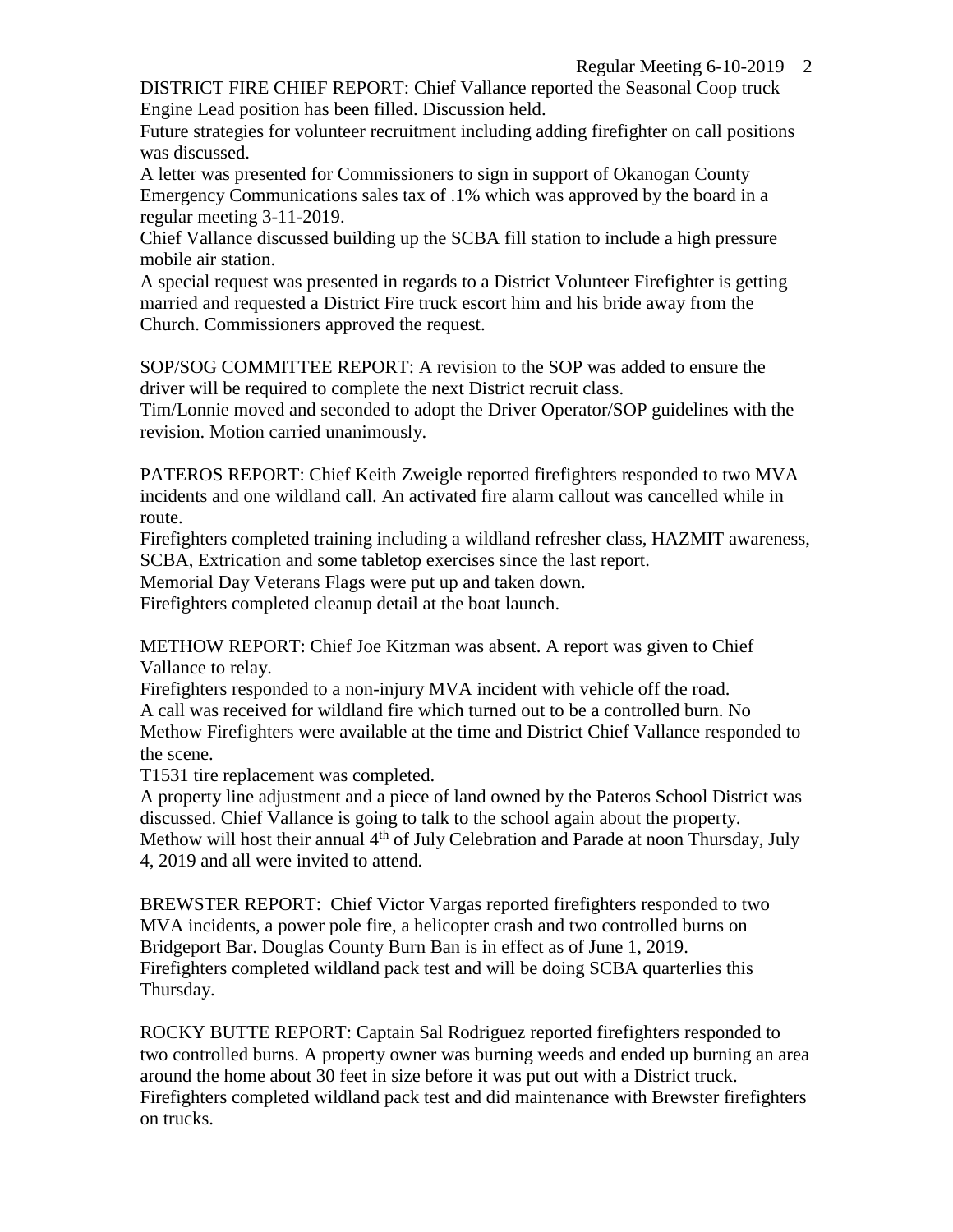DISTRICT FIRE CHIEF REPORT: Chief Vallance reported the Seasonal Coop truck Engine Lead position has been filled. Discussion held.

Future strategies for volunteer recruitment including adding firefighter on call positions was discussed.

A letter was presented for Commissioners to sign in support of Okanogan County Emergency Communications sales tax of .1% which was approved by the board in a regular meeting 3-11-2019.

Chief Vallance discussed building up the SCBA fill station to include a high pressure mobile air station.

A special request was presented in regards to a District Volunteer Firefighter is getting married and requested a District Fire truck escort him and his bride away from the Church. Commissioners approved the request.

SOP/SOG COMMITTEE REPORT: A revision to the SOP was added to ensure the driver will be required to complete the next District recruit class.

Tim/Lonnie moved and seconded to adopt the Driver Operator/SOP guidelines with the revision. Motion carried unanimously.

PATEROS REPORT: Chief Keith Zweigle reported firefighters responded to two MVA incidents and one wildland call. An activated fire alarm callout was cancelled while in route.

Firefighters completed training including a wildland refresher class, HAZMIT awareness, SCBA, Extrication and some tabletop exercises since the last report.

Memorial Day Veterans Flags were put up and taken down.

Firefighters completed cleanup detail at the boat launch.

METHOW REPORT: Chief Joe Kitzman was absent. A report was given to Chief Vallance to relay.

Firefighters responded to a non-injury MVA incident with vehicle off the road.

A call was received for wildland fire which turned out to be a controlled burn. No Methow Firefighters were available at the time and District Chief Vallance responded to the scene.

T1531 tire replacement was completed.

A property line adjustment and a piece of land owned by the Pateros School District was discussed. Chief Vallance is going to talk to the school again about the property.

Methow will host their annual 4th of July Celebration and Parade at noon Thursday, July 4, 2019 and all were invited to attend.

BREWSTER REPORT: Chief Victor Vargas reported firefighters responded to two MVA incidents, a power pole fire, a helicopter crash and two controlled burns on Bridgeport Bar. Douglas County Burn Ban is in effect as of June 1, 2019.

Firefighters completed wildland pack test and will be doing SCBA quarterlies this Thursday.

ROCKY BUTTE REPORT: Captain Sal Rodriguez reported firefighters responded to two controlled burns. A property owner was burning weeds and ended up burning an area around the home about 30 feet in size before it was put out with a District truck.

Firefighters completed wildland pack test and did maintenance with Brewster firefighters on trucks.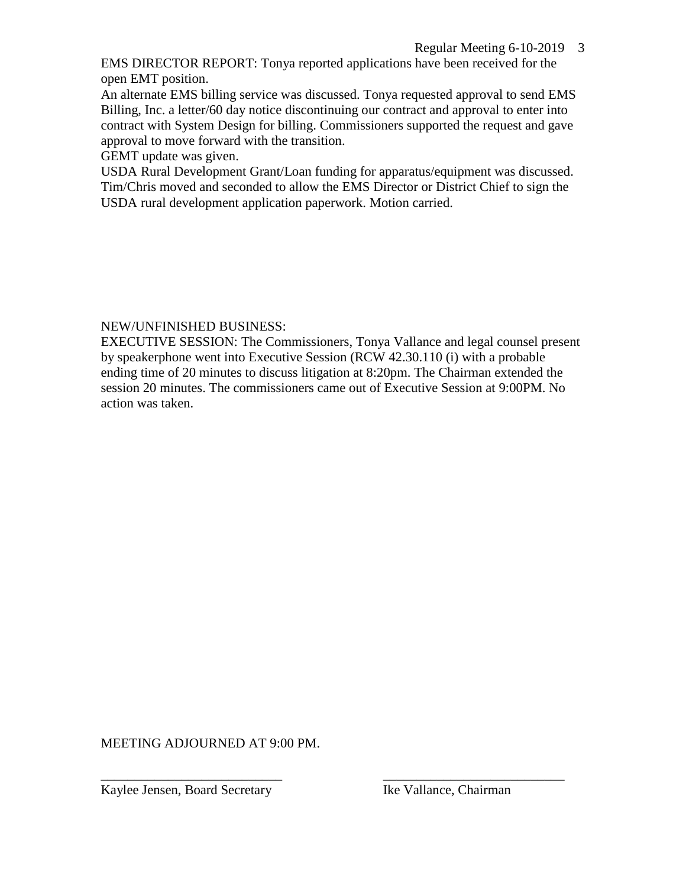EMS DIRECTOR REPORT: Tonya reported applications have been received for the open EMT position.

An alternate EMS billing service was discussed. Tonya requested approval to send EMS Billing, Inc. a letter/60 day notice discontinuing our contract and approval to enter into contract with System Design for billing. Commissioners supported the request and gave approval to move forward with the transition.

GEMT update was given.

USDA Rural Development Grant/Loan funding for apparatus/equipment was discussed. Tim/Chris moved and seconded to allow the EMS Director or District Chief to sign the USDA rural development application paperwork. Motion carried.

NEW/UNFINISHED BUSINESS:

EXECUTIVE SESSION: The Commissioners, Tonya Vallance and legal counsel present by speakerphone went into Executive Session (RCW 42.30.110 (i) with a probable ending time of 20 minutes to discuss litigation at 8:20pm. The Chairman extended the session 20 minutes. The commissioners came out of Executive Session at 9:00PM. No action was taken.

MEETING ADJOURNED AT 9:00 PM.

| | |
|---|---|
| ____________________________ | ____________________________ |
| Kaylee Jensen, Board Secretary | Ike Vallance, Chairman |